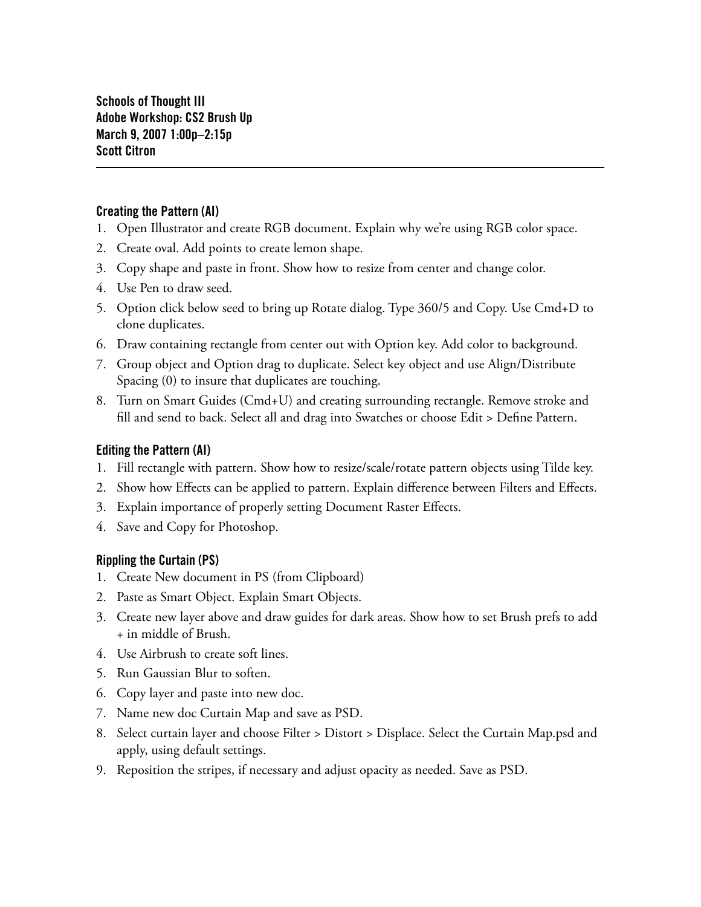**Schools of Thought III**
**Adobe Workshop: CS2 Brush Up**
**March 9, 2007 1:00p–2:15p**
**Scott Citron**

---

### Creating the Pattern (AI)

1. Open Illustrator and create RGB document. Explain why we're using RGB color space.
2. Create oval. Add points to create lemon shape.
3. Copy shape and paste in front. Show how to resize from center and change color.
4. Use Pen to draw seed.
5. Option click below seed to bring up Rotate dialog. Type 360/5 and Copy. Use Cmd+D to clone duplicates.
6. Draw containing rectangle from center out with Option key. Add color to background.
7. Group object and Option drag to duplicate. Select key object and use Align/Distribute Spacing (0) to insure that duplicates are touching.
8. Turn on Smart Guides (Cmd+U) and creating surrounding rectangle. Remove stroke and fill and send to back. Select all and drag into Swatches or choose Edit > Define Pattern.

### Editing the Pattern (AI)

1. Fill rectangle with pattern. Show how to resize/scale/rotate pattern objects using Tilde key.
2. Show how Effects can be applied to pattern. Explain difference between Filters and Effects.
3. Explain importance of properly setting Document Raster Effects.
4. Save and Copy for Photoshop.

### Rippling the Curtain (PS)

1. Create New document in PS (from Clipboard)
2. Paste as Smart Object. Explain Smart Objects.
3. Create new layer above and draw guides for dark areas. Show how to set Brush prefs to add + in middle of Brush.
4. Use Airbrush to create soft lines.
5. Run Gaussian Blur to soften.
6. Copy layer and paste into new doc.
7. Name new doc Curtain Map and save as PSD.
8. Select curtain layer and choose Filter > Distort > Displace. Select the Curtain Map.psd and apply, using default settings.
9. Reposition the stripes, if necessary and adjust opacity as needed. Save as PSD.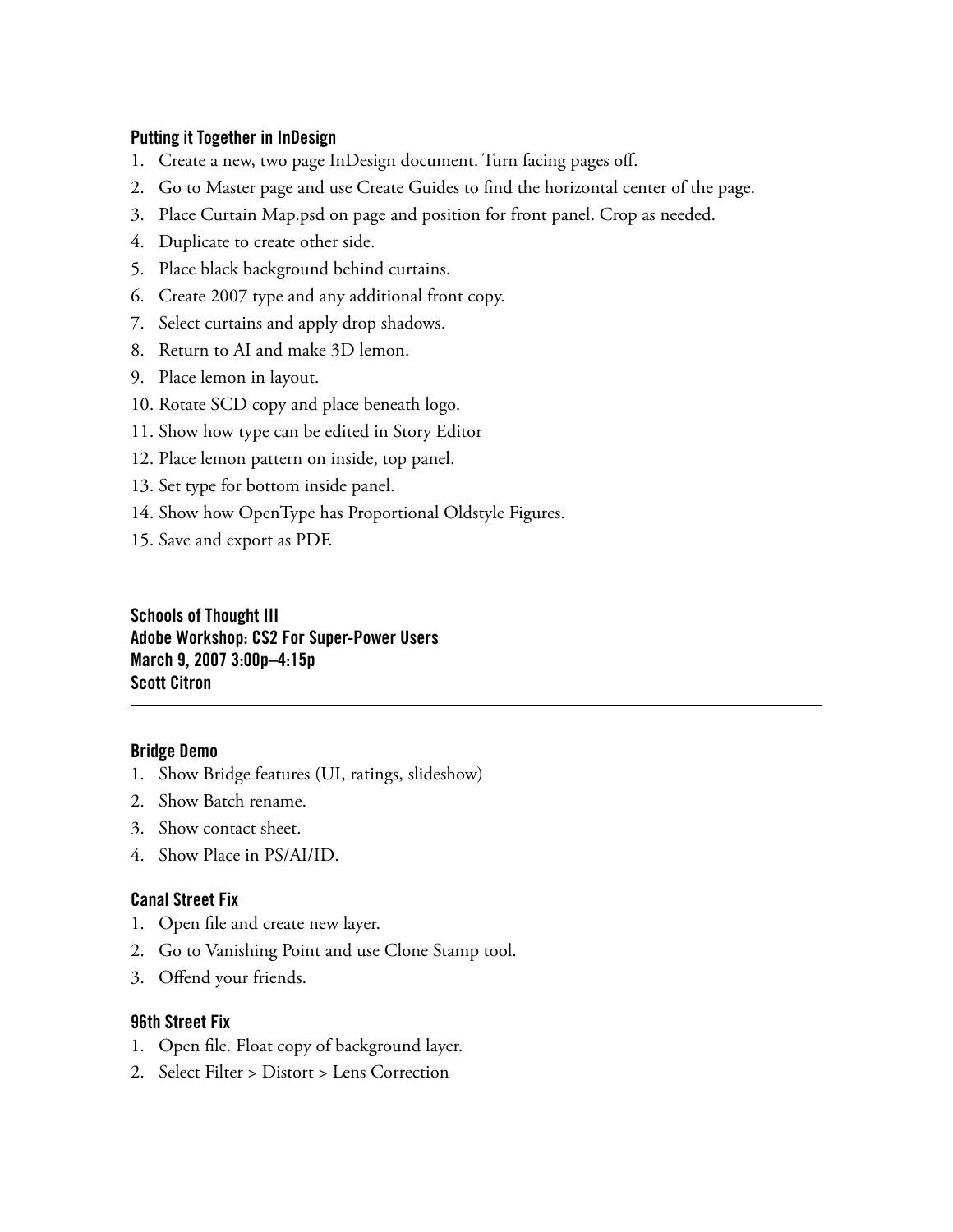### Putting it Together in InDesign

1. Create a new, two page InDesign document. Turn facing pages off.
2. Go to Master page and use Create Guides to find the horizontal center of the page.
3. Place Curtain Map.psd on page and position for front panel. Crop as needed.
4. Duplicate to create other side.
5. Place black background behind curtains.
6. Create 2007 type and any additional front copy.
7. Select curtains and apply drop shadows.
8. Return to AI and make 3D lemon.
9. Place lemon in layout.
10. Rotate SCD copy and place beneath logo.
11. Show how type can be edited in Story Editor
12. Place lemon pattern on inside, top panel.
13. Set type for bottom inside panel.
14. Show how OpenType has Proportional Oldstyle Figures.
15. Save and export as PDF.

## Schools of Thought III
## Adobe Workshop: CS2 For Super-Power Users
## March 9, 2007 3:00p–4:15p
## Scott Citron

---

### Bridge Demo

1. Show Bridge features (UI, ratings, slideshow)
2. Show Batch rename.
3. Show contact sheet.
4. Show Place in PS/AI/ID.

### Canal Street Fix

1. Open file and create new layer.
2. Go to Vanishing Point and use Clone Stamp tool.
3. Offend your friends.

### 96th Street Fix

1. Open file. Float copy of background layer.
2. Select Filter > Distort > Lens Correction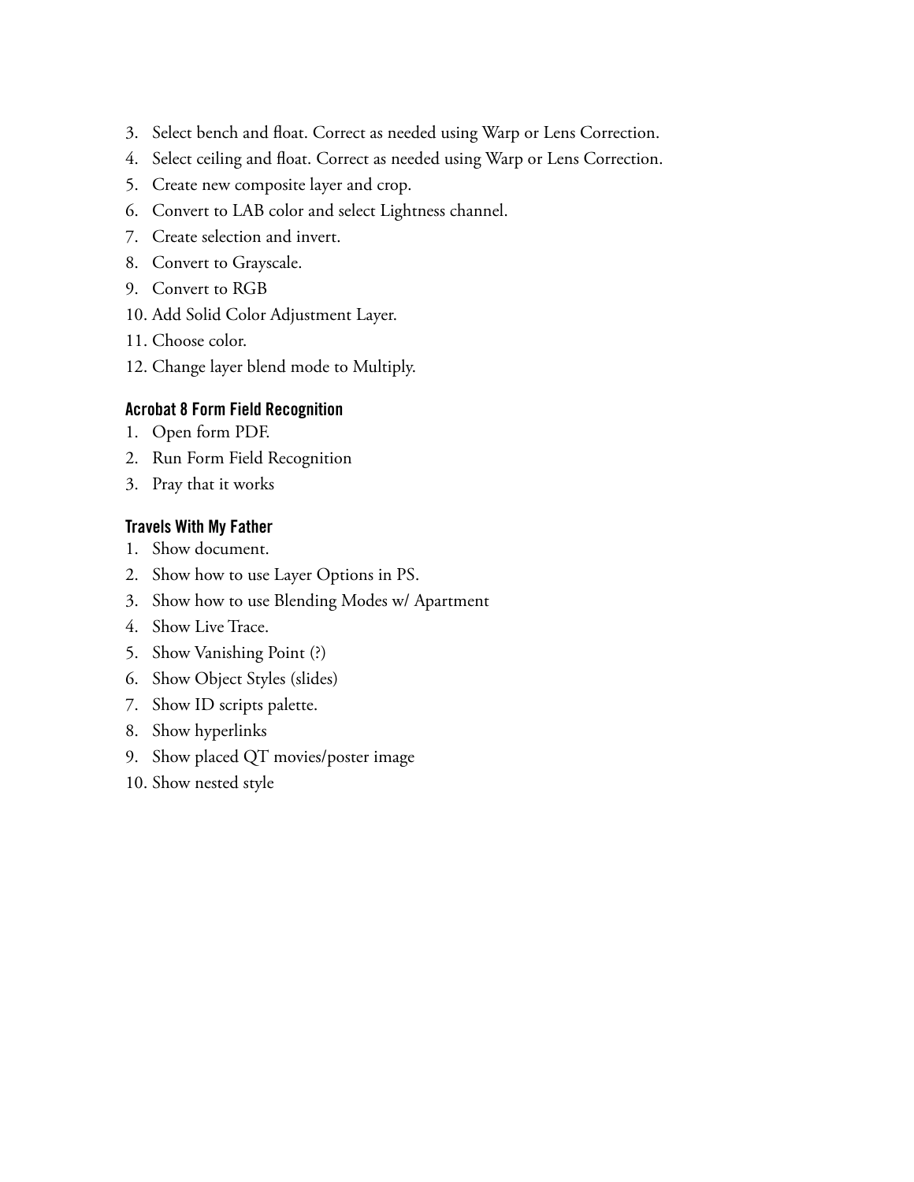3. Select bench and float. Correct as needed using Warp or Lens Correction.
4. Select ceiling and float. Correct as needed using Warp or Lens Correction.
5. Create new composite layer and crop.
6. Convert to LAB color and select Lightness channel.
7. Create selection and invert.
8. Convert to Grayscale.
9. Convert to RGB
10. Add Solid Color Adjustment Layer.
11. Choose color.
12. Change layer blend mode to Multiply.

### Acrobat 8 Form Field Recognition

1. Open form PDF.
2. Run Form Field Recognition
3. Pray that it works

### Travels With My Father

1. Show document.
2. Show how to use Layer Options in PS.
3. Show how to use Blending Modes w/ Apartment
4. Show Live Trace.
5. Show Vanishing Point (?)
6. Show Object Styles (slides)
7. Show ID scripts palette.
8. Show hyperlinks
9. Show placed QT movies/poster image
10. Show nested style